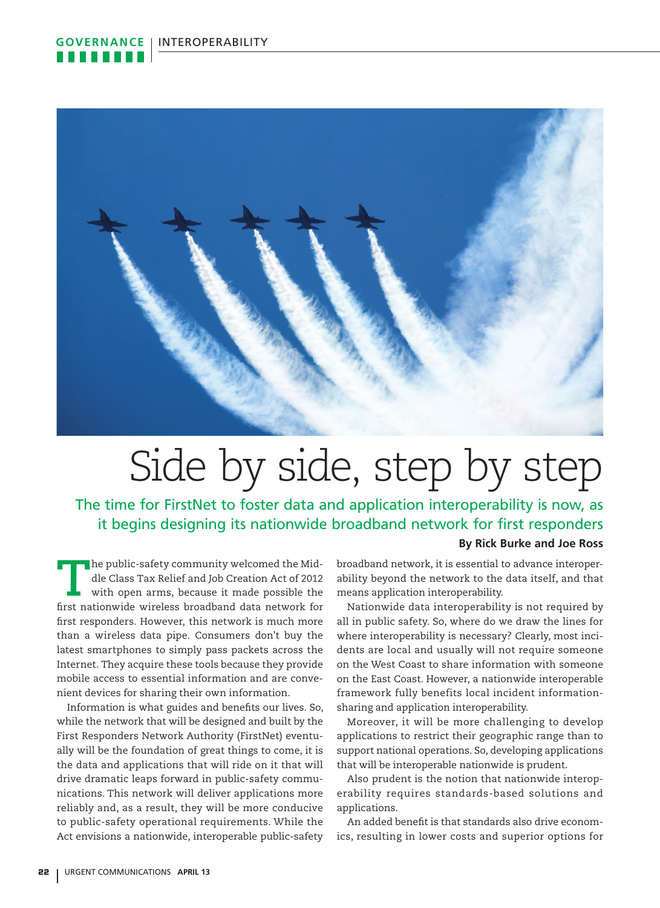# Side by side, step by step

## The time for FirstNet to foster data and application interoperability is now, as it begins designing its nationwide broadband network for first responders

**By Rick Burke and Joe Ross**

The public-safety community welcomed the Middle Class Tax Relief and Job Creation Act of 2012 with open arms, because it made possible the first nationwide wireless broadband data network for first responders. However, this network is much more than a wireless data pipe. Consumers don't buy the latest smartphones to simply pass packets across the Internet. They acquire these tools because they provide mobile access to essential information and are convenient devices for sharing their own information.

Information is what guides and benefits our lives. So, while the network that will be designed and built by the First Responders Network Authority (FirstNet) eventually will be the foundation of great things to come, it is the data and applications that will ride on it that will drive dramatic leaps forward in public-safety communications. This network will deliver applications more reliably and, as a result, they will be more conducive to public-safety operational requirements. While the Act envisions a nationwide, interoperable public-safety broadband network, it is essential to advance interoperability beyond the network to the data itself, and that means application interoperability.

Nationwide data interoperability is not required by all in public safety. So, where do we draw the lines for where interoperability is necessary? Clearly, most incidents are local and usually will not require someone on the West Coast to share information with someone on the East Coast. However, a nationwide interoperable framework fully benefits local incident information-sharing and application interoperability.

Moreover, it will be more challenging to develop applications to restrict their geographic range than to support national operations. So, developing applications that will be interoperable nationwide is prudent.

Also prudent is the notion that nationwide interoperability requires standards-based solutions and applications.

An added benefit is that standards also drive economics, resulting in lower costs and superior options for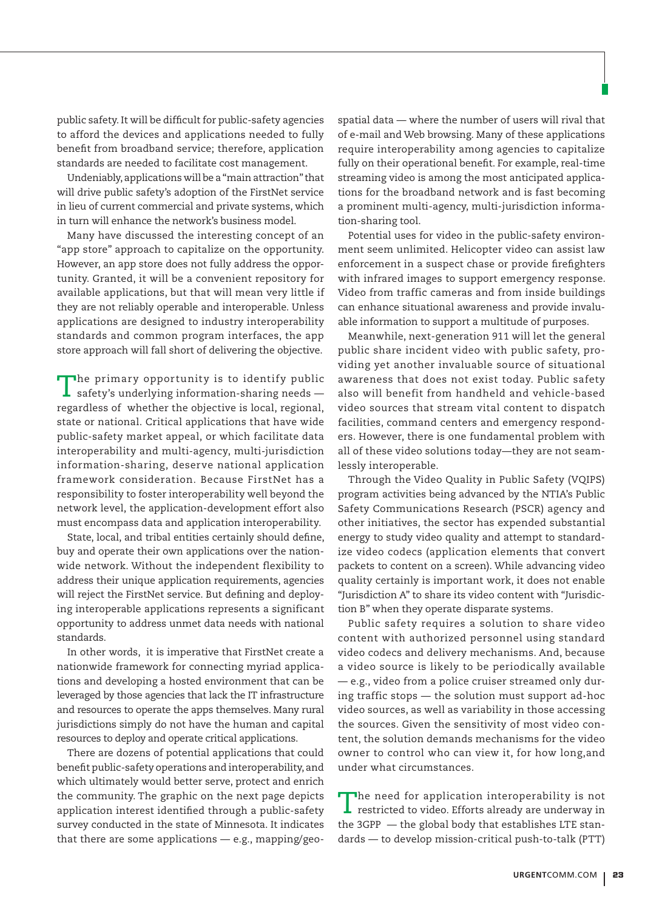public safety. It will be difficult for public-safety agencies to afford the devices and applications needed to fully benefit from broadband service; therefore, application standards are needed to facilitate cost management.

Undeniably, applications will be a "main attraction" that will drive public safety's adoption of the FirstNet service in lieu of current commercial and private systems, which in turn will enhance the network's business model.

Many have discussed the interesting concept of an "app store" approach to capitalize on the opportunity. However, an app store does not fully address the opportunity. Granted, it will be a convenient repository for available applications, but that will mean very little if they are not reliably operable and interoperable. Unless applications are designed to industry interoperability standards and common program interfaces, the app store approach will fall short of delivering the objective.

The primary opportunity is to identify public safety's underlying information-sharing needs — regardless of whether the objective is local, regional, state or national. Critical applications that have wide public-safety market appeal, or which facilitate data interoperability and multi-agency, multi-jurisdiction information-sharing, deserve national application framework consideration. Because FirstNet has a responsibility to foster interoperability well beyond the network level, the application-development effort also must encompass data and application interoperability.

State, local, and tribal entities certainly should define, buy and operate their own applications over the nationwide network. Without the independent flexibility to address their unique application requirements, agencies will reject the FirstNet service. But defining and deploying interoperable applications represents a significant opportunity to address unmet data needs with national standards.

In other words, it is imperative that FirstNet create a nationwide framework for connecting myriad applications and developing a hosted environment that can be leveraged by those agencies that lack the IT infrastructure and resources to operate the apps themselves. Many rural jurisdictions simply do not have the human and capital resources to deploy and operate critical applications.

There are dozens of potential applications that could benefit public-safety operations and interoperability, and which ultimately would better serve, protect and enrich the community. The graphic on the next page depicts application interest identified through a public-safety survey conducted in the state of Minnesota. It indicates that there are some applications — e.g., mapping/geospatial data — where the number of users will rival that of e-mail and Web browsing. Many of these applications require interoperability among agencies to capitalize fully on their operational benefit. For example, real-time streaming video is among the most anticipated applications for the broadband network and is fast becoming a prominent multi-agency, multi-jurisdiction information-sharing tool.

Potential uses for video in the public-safety environment seem unlimited. Helicopter video can assist law enforcement in a suspect chase or provide firefighters with infrared images to support emergency response. Video from traffic cameras and from inside buildings can enhance situational awareness and provide invaluable information to support a multitude of purposes.

Meanwhile, next-generation 911 will let the general public share incident video with public safety, providing yet another invaluable source of situational awareness that does not exist today. Public safety also will benefit from handheld and vehicle-based video sources that stream vital content to dispatch facilities, command centers and emergency responders. However, there is one fundamental problem with all of these video solutions today—they are not seamlessly interoperable.

Through the Video Quality in Public Safety (VQIPS) program activities being advanced by the NTIA's Public Safety Communications Research (PSCR) agency and other initiatives, the sector has expended substantial energy to study video quality and attempt to standardize video codecs (application elements that convert packets to content on a screen). While advancing video quality certainly is important work, it does not enable "Jurisdiction A" to share its video content with "Jurisdiction B" when they operate disparate systems.

Public safety requires a solution to share video content with authorized personnel using standard video codecs and delivery mechanisms. And, because a video source is likely to be periodically available — e.g., video from a police cruiser streamed only during traffic stops — the solution must support ad-hoc video sources, as well as variability in those accessing the sources. Given the sensitivity of most video content, the solution demands mechanisms for the video owner to control who can view it, for how long,and under what circumstances.

The need for application interoperability is not restricted to video. Efforts already are underway in the 3GPP — the global body that establishes LTE standards — to develop mission-critical push-to-talk (PTT)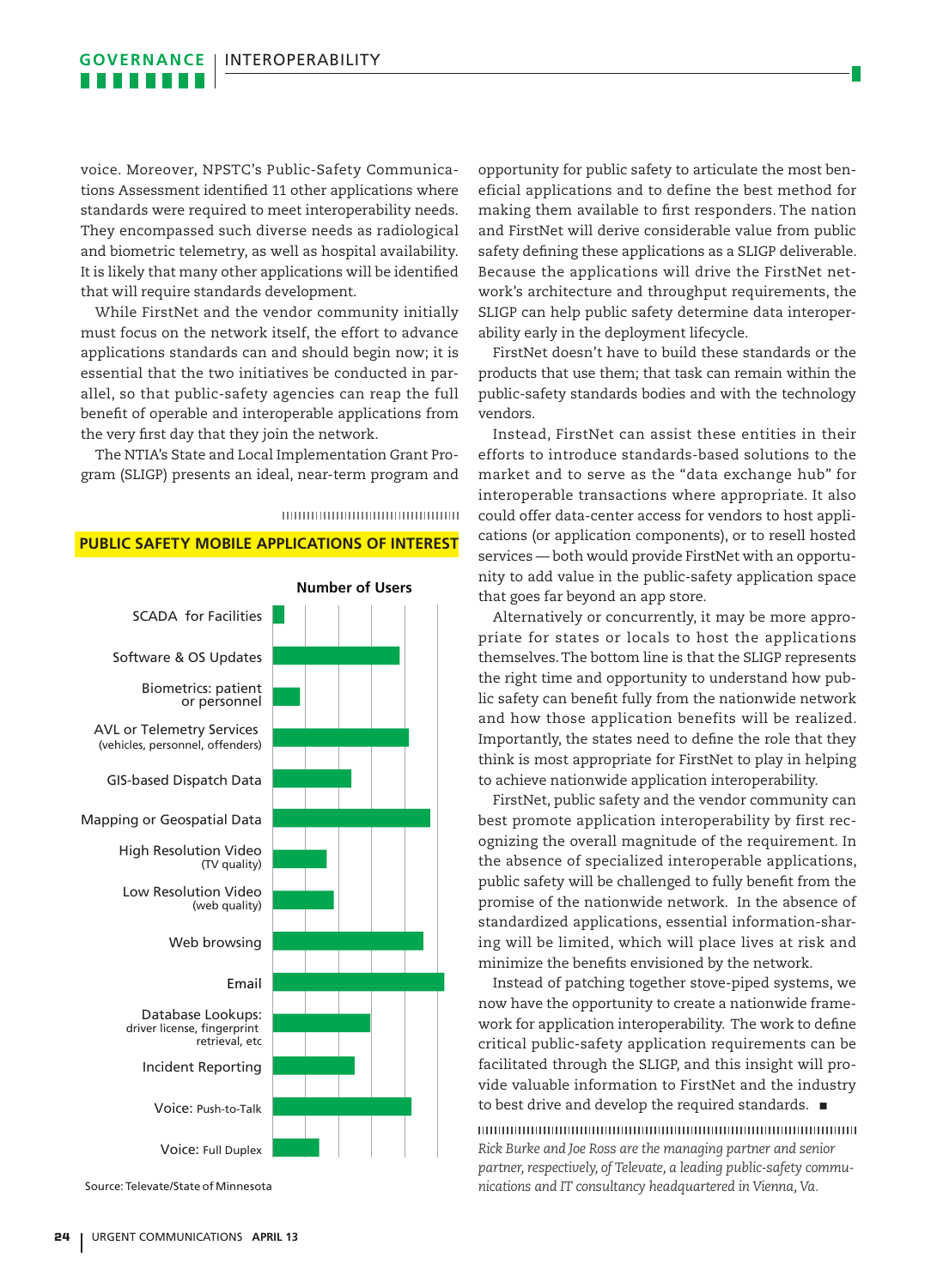voice. Moreover, NPSTC's Public-Safety Communications Assessment identified 11 other applications where standards were required to meet interoperability needs. They encompassed such diverse needs as radiological and biometric telemetry, as well as hospital availability. It is likely that many other applications will be identified that will require standards development.

While FirstNet and the vendor community initially must focus on the network itself, the effort to advance applications standards can and should begin now; it is essential that the two initiatives be conducted in parallel, so that public-safety agencies can reap the full benefit of operable and interoperable applications from the very first day that they join the network.

The NTIA's State and Local Implementation Grant Program (SLIGP) presents an ideal, near-term program and opportunity for public safety to articulate the most beneficial applications and to define the best method for making them available to first responders. The nation and FirstNet will derive considerable value from public safety defining these applications as a SLIGP deliverable. Because the applications will drive the FirstNet network's architecture and throughput requirements, the SLIGP can help public safety determine data interoperability early in the deployment lifecycle.

FirstNet doesn't have to build these standards or the products that use them; that task can remain within the public-safety standards bodies and with the technology vendors.

Instead, FirstNet can assist these entities in their efforts to introduce standards-based solutions to the market and to serve as the "data exchange hub" for interoperable transactions where appropriate. It also could offer data-center access for vendors to host applications (or application components), or to resell hosted services — both would provide FirstNet with an opportunity to add value in the public-safety application space that goes far beyond an app store.

Alternatively or concurrently, it may be more appropriate for states or locals to host the applications themselves. The bottom line is that the SLIGP represents the right time and opportunity to understand how public safety can benefit fully from the nationwide network and how those application benefits will be realized. Importantly, the states need to define the role that they think is most appropriate for FirstNet to play in helping to achieve nationwide application interoperability.

FirstNet, public safety and the vendor community can best promote application interoperability by first recognizing the overall magnitude of the requirement. In the absence of specialized interoperable applications, public safety will be challenged to fully benefit from the promise of the nationwide network. In the absence of standardized applications, essential information-sharing will be limited, which will place lives at risk and minimize the benefits envisioned by the network.

Instead of patching together stove-piped systems, we now have the opportunity to create a nationwide framework for application interoperability. The work to define critical public-safety application requirements can be facilitated through the SLIGP, and this insight will provide valuable information to FirstNet and the industry to best drive and develop the required standards. ■

*Rick Burke and Joe Ross are the managing partner and senior partner, respectively, of Televate, a leading public-safety communications and IT consultancy headquartered in Vienna, Va.*

## PUBLIC SAFETY MOBILE APPLICATIONS OF INTEREST

Number of Users

SCADA for Facilities
Software & OS Updates
Biometrics: patient or personnel
AVL or Telemetry Services (vehicles, personnel, offenders)
GIS-based Dispatch Data
Mapping or Geospatial Data
High Resolution Video (TV quality)
Low Resolution Video (web quality)
Web browsing
Email
Database Lookups: driver license, fingerprint retrieval, etc
Incident Reporting
Voice: Push-to-Talk
Voice: Full Duplex

Source: Televate/State of Minnesota